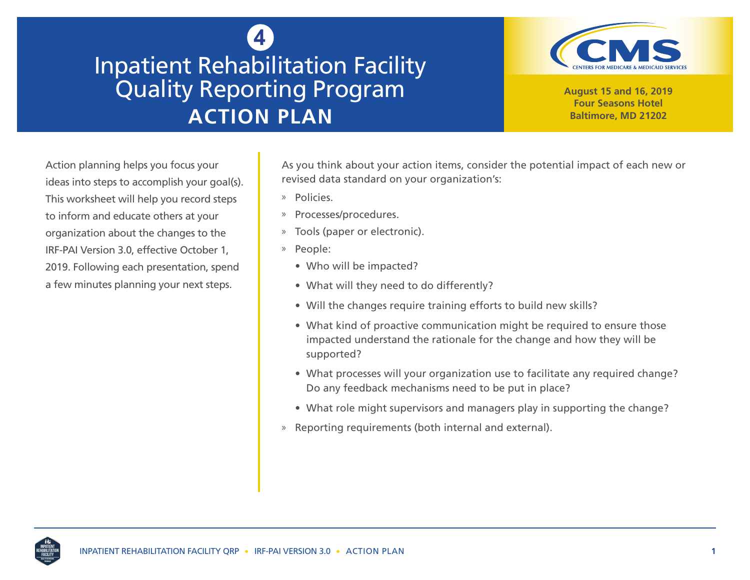4

# Inpatient Rehabilitation Facility Quality Reporting Program
## ACTION PLAN

**August 15 and 16, 2019**
**Four Seasons Hotel**
**Baltimore, MD 21202**

Action planning helps you focus your ideas into steps to accomplish your goal(s). This worksheet will help you record steps to inform and educate others at your organization about the changes to the IRF-PAI Version 3.0, effective October 1, 2019. Following each presentation, spend a few minutes planning your next steps.

As you think about your action items, consider the potential impact of each new or revised data standard on your organization's:

- Policies.
- Processes/procedures.
- Tools (paper or electronic).
- People:
  - Who will be impacted?
  - What will they need to do differently?
  - Will the changes require training efforts to build new skills?
  - What kind of proactive communication might be required to ensure those impacted understand the rationale for the change and how they will be supported?
  - What processes will your organization use to facilitate any required change? Do any feedback mechanisms need to be put in place?
  - What role might supervisors and managers play in supporting the change?
- Reporting requirements (both internal and external).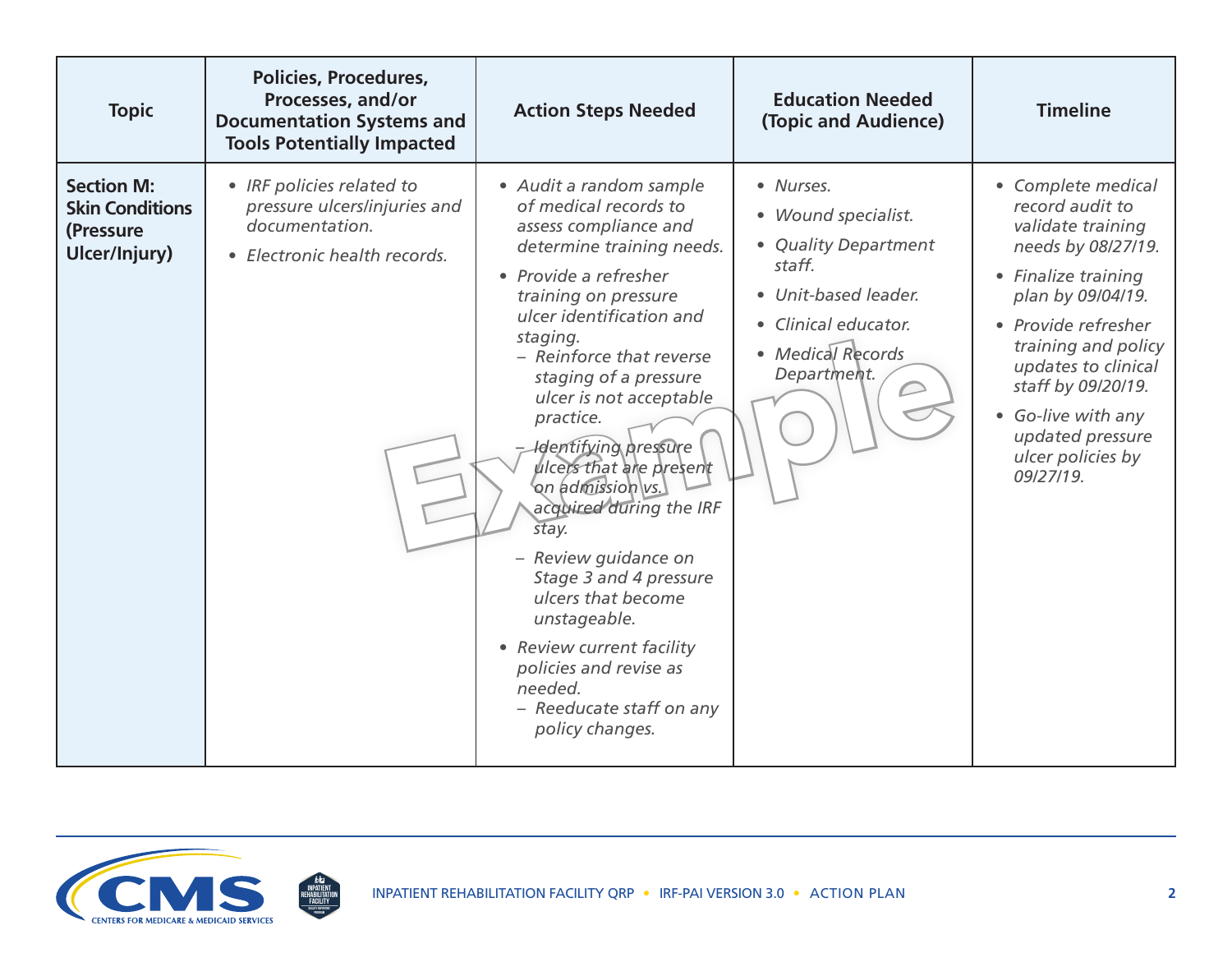| Topic | Policies, Procedures, Processes, and/or Documentation Systems and Tools Potentially Impacted | Action Steps Needed | Education Needed (Topic and Audience) | Timeline |
|---|---|---|---|---|
| **Section M: Skin Conditions (Pressure Ulcer/Injury)** | • *IRF policies related to pressure ulcers/injuries and documentation.*<br>• *Electronic health records.* | • *Audit a random sample of medical records to assess compliance and determine training needs.*<br>• *Provide a refresher training on pressure ulcer identification and staging.*<br>  – *Reinforce that reverse staging of a pressure ulcer is not acceptable practice.*<br>  – *Identifying pressure ulcers that are present on admission vs. acquired during the IRF stay.*<br>  – *Review guidance on Stage 3 and 4 pressure ulcers that become unstageable.*<br>• *Review current facility policies and revise as needed.*<br>  – *Reeducate staff on any policy changes.* | • *Nurses.*<br>• *Wound specialist.*<br>• *Quality Department staff.*<br>• *Unit-based leader.*<br>• *Clinical educator.*<br>• *Medical Records Department.* | • *Complete medical record audit to validate training needs by 08/27/19.*<br>• *Finalize training plan by 09/04/19.*<br>• *Provide refresher training and policy updates to clinical staff by 09/20/19.*<br>• *Go-live with any updated pressure ulcer policies by 09/27/19.* |

Example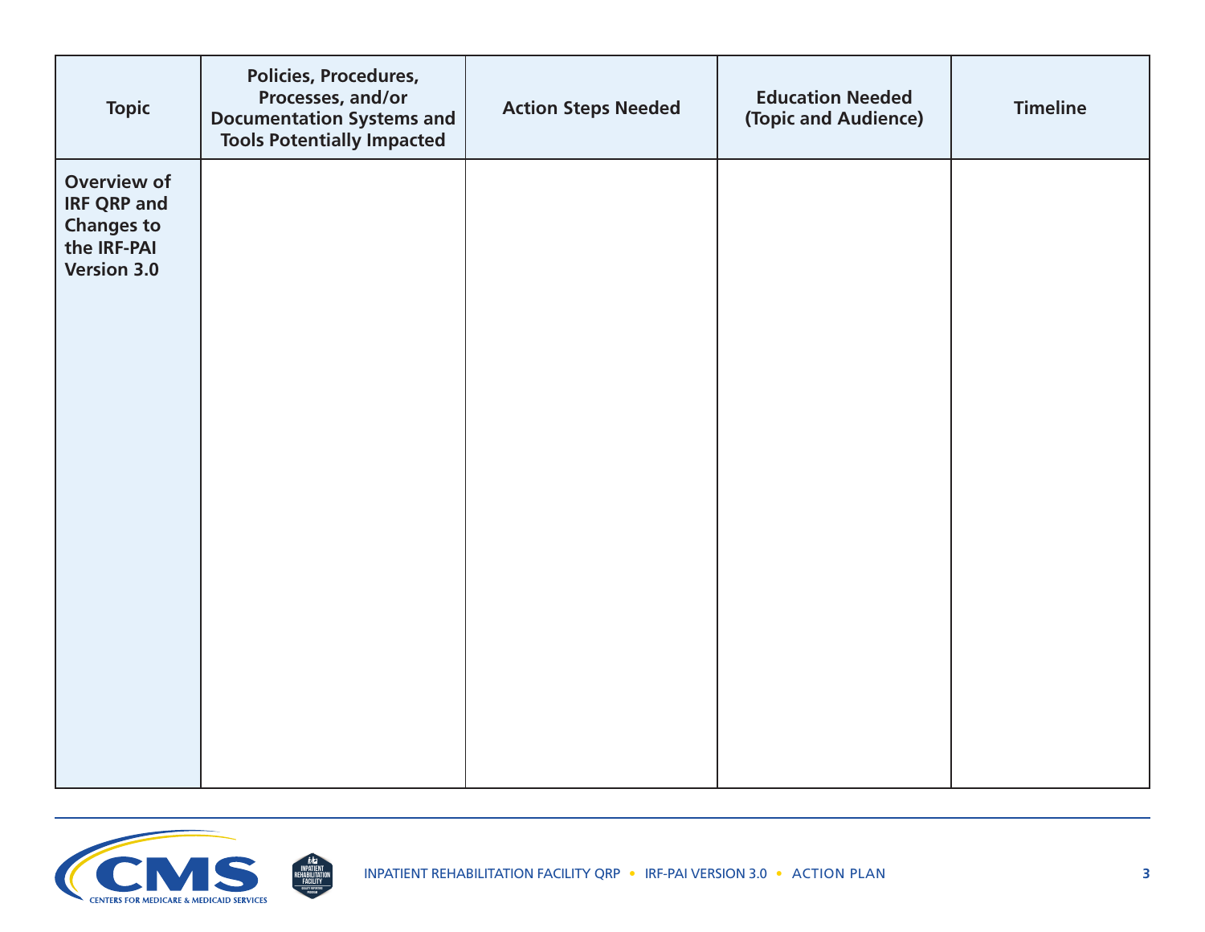| Topic | Policies, Procedures, Processes, and/or Documentation Systems and Tools Potentially Impacted | Action Steps Needed | Education Needed (Topic and Audience) | Timeline |
|---|---|---|---|---|
| **Overview of IRF QRP and Changes to the IRF-PAI Version 3.0** | | | | |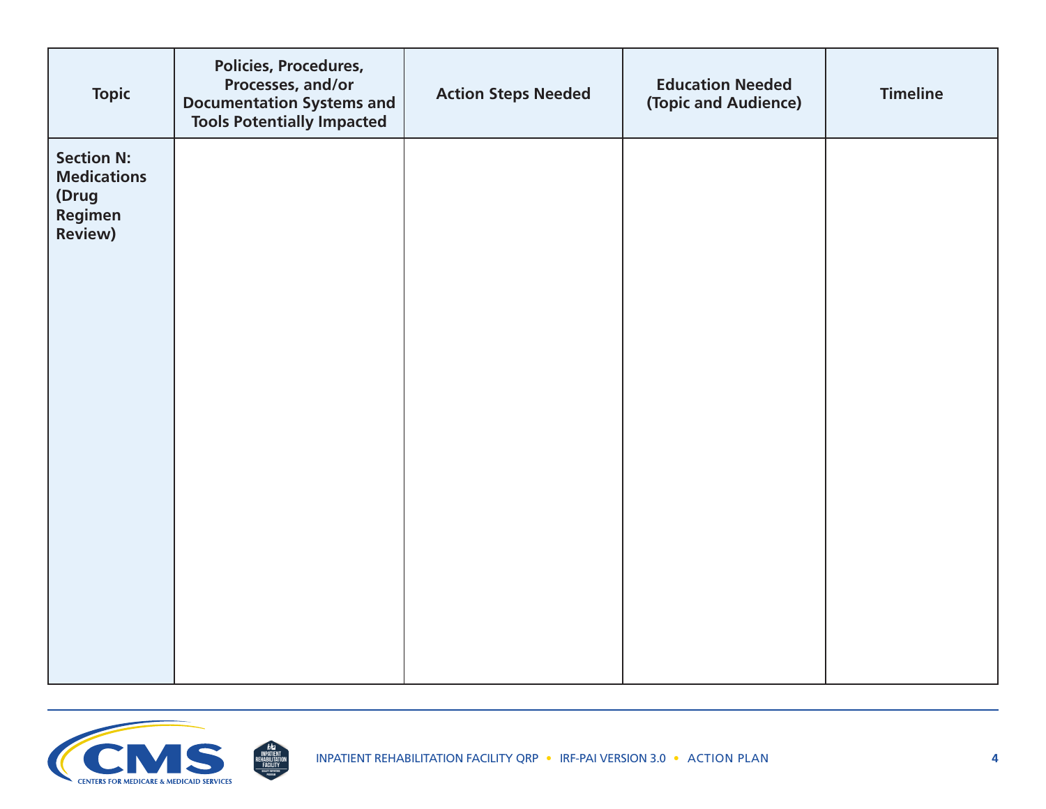| Topic | Policies, Procedures, Processes, and/or Documentation Systems and Tools Potentially Impacted | Action Steps Needed | Education Needed (Topic and Audience) | Timeline |
|---|---|---|---|---|
| **Section N: Medications (Drug Regimen Review)** | | | | |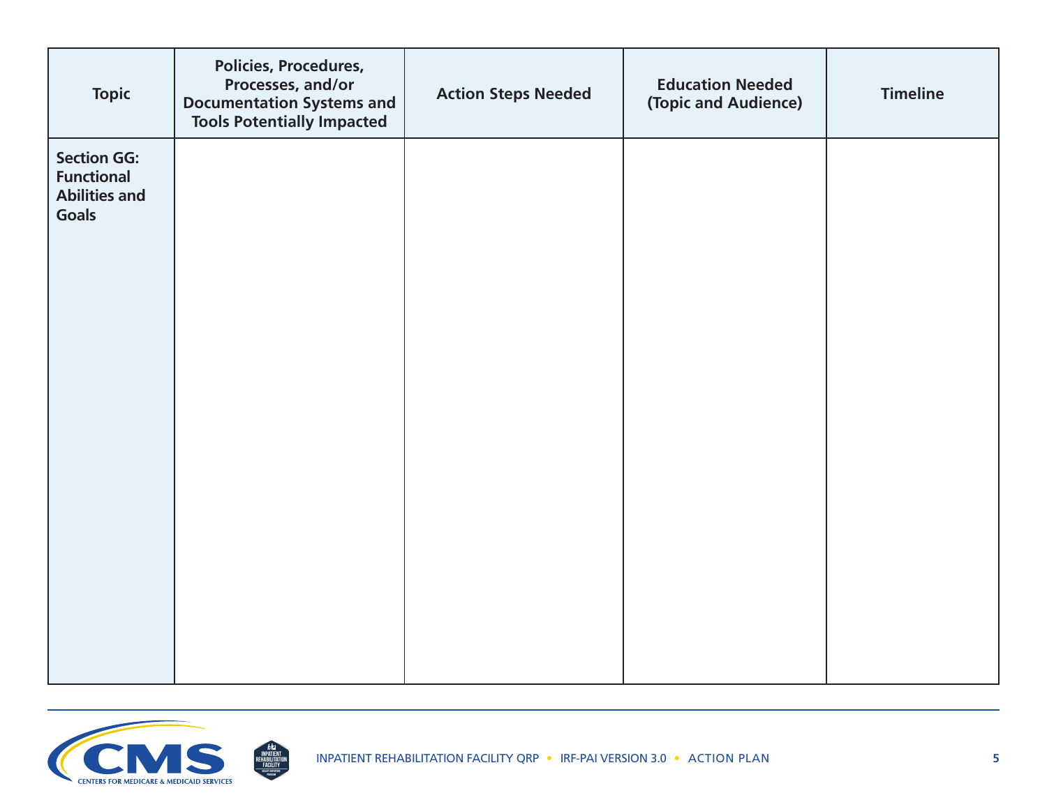| Topic | Policies, Procedures, Processes, and/or Documentation Systems and Tools Potentially Impacted | Action Steps Needed | Education Needed (Topic and Audience) | Timeline |
|---|---|---|---|---|
| **Section GG: Functional Abilities and Goals** | | | | |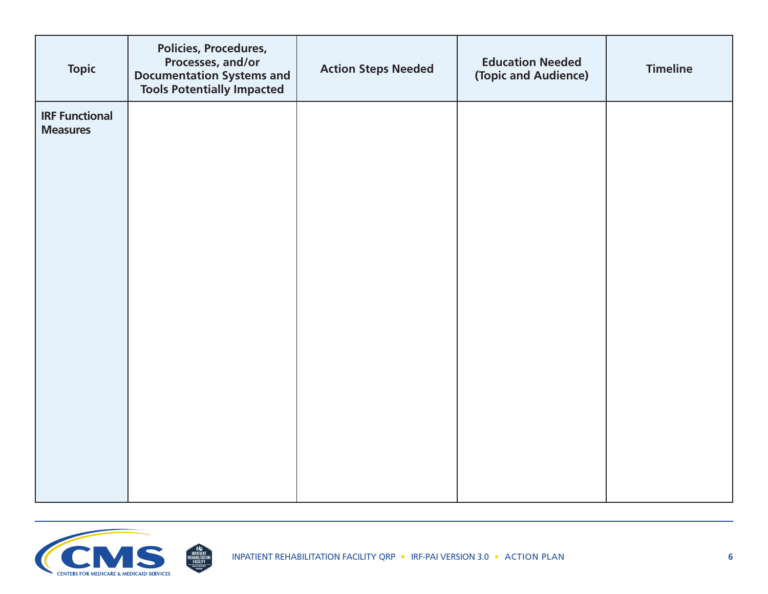| Topic | Policies, Procedures, Processes, and/or Documentation Systems and Tools Potentially Impacted | Action Steps Needed | Education Needed (Topic and Audience) | Timeline |
|---|---|---|---|---|
| **IRF Functional Measures** | | | | |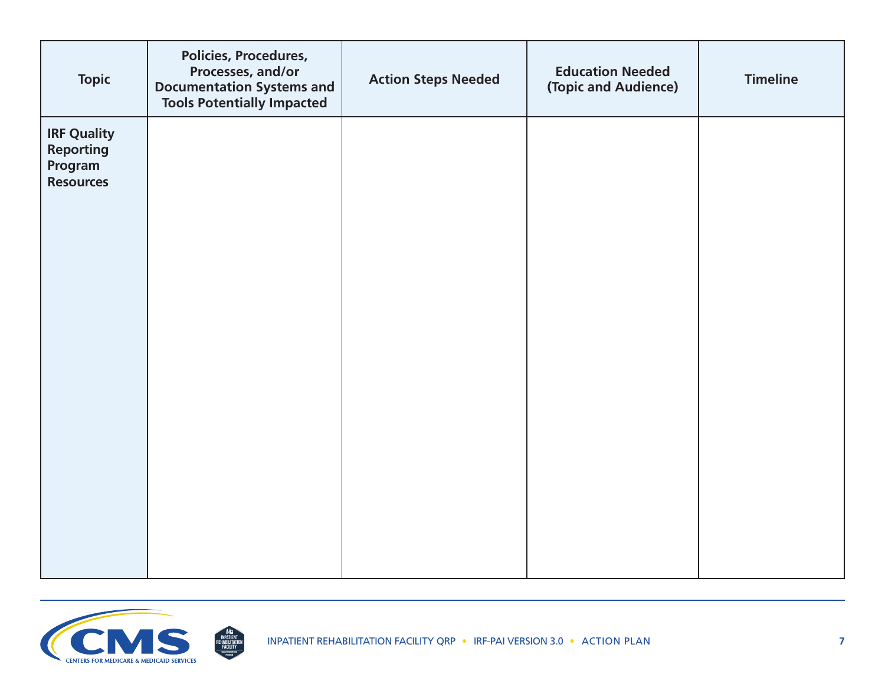| Topic | Policies, Procedures, Processes, and/or Documentation Systems and Tools Potentially Impacted | Action Steps Needed | Education Needed (Topic and Audience) | Timeline |
|---|---|---|---|---|
| **IRF Quality Reporting Program Resources** | | | | |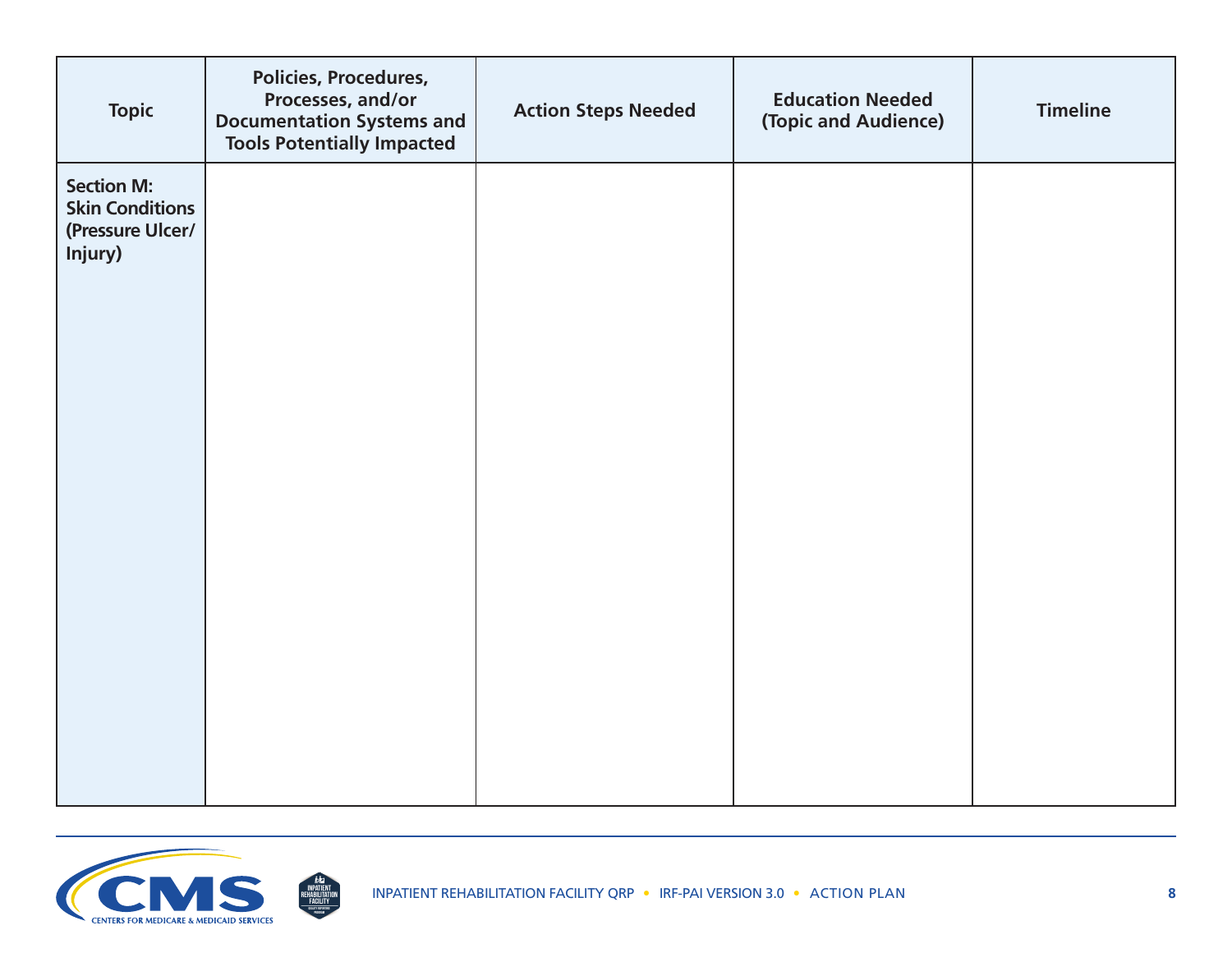| Topic | Policies, Procedures, Processes, and/or Documentation Systems and Tools Potentially Impacted | Action Steps Needed | Education Needed (Topic and Audience) | Timeline |
|---|---|---|---|---|
| **Section M: Skin Conditions (Pressure Ulcer/ Injury)** | | | | |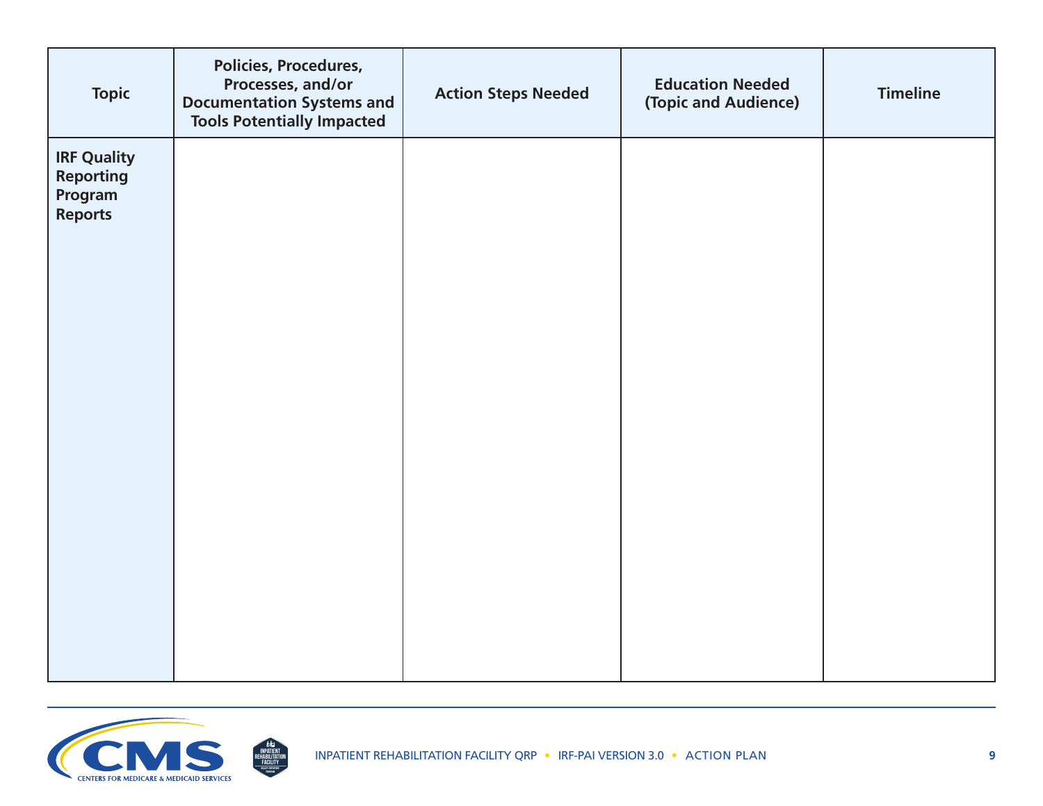| Topic | Policies, Procedures, Processes, and/or Documentation Systems and Tools Potentially Impacted | Action Steps Needed | Education Needed (Topic and Audience) | Timeline |
|---|---|---|---|---|
| **IRF Quality Reporting Program Reports** | | | | |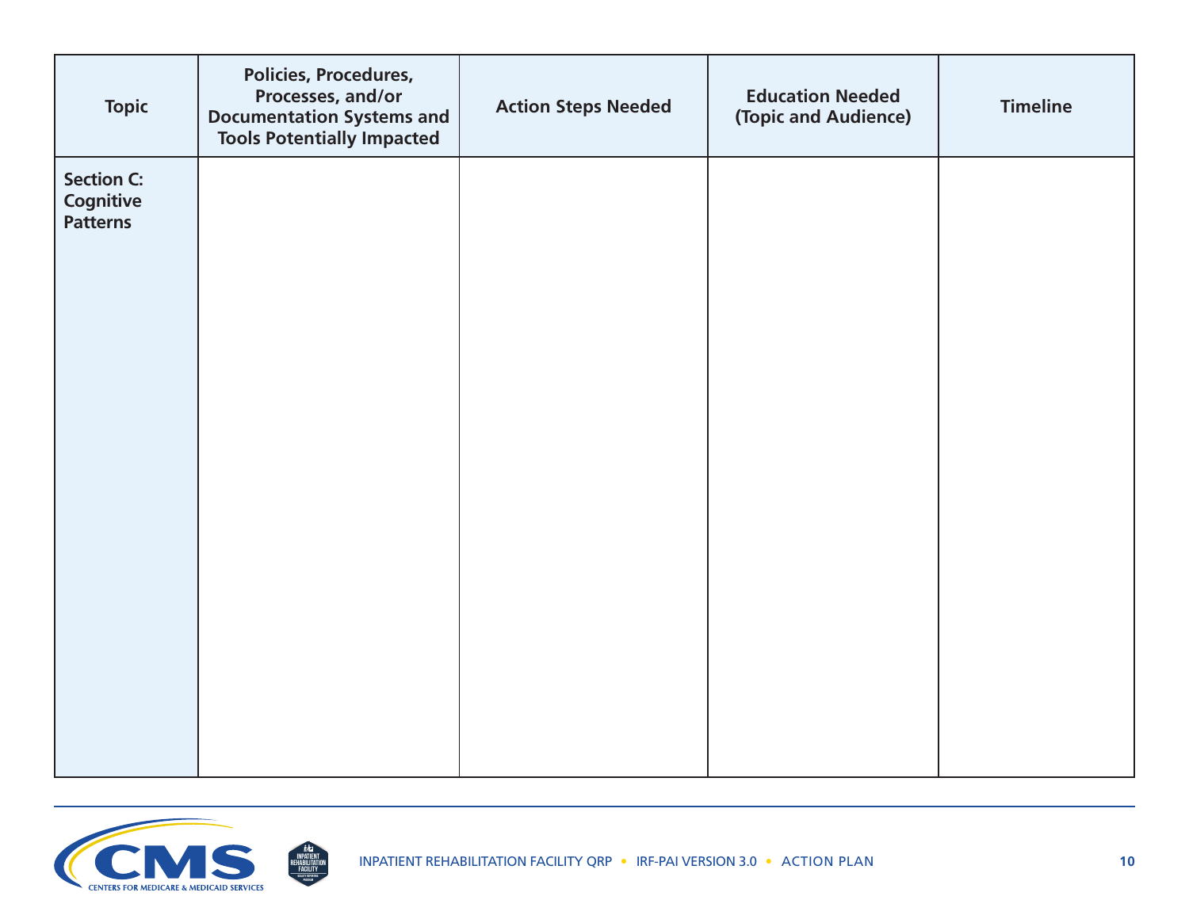| Topic | Policies, Procedures, Processes, and/or Documentation Systems and Tools Potentially Impacted | Action Steps Needed | Education Needed (Topic and Audience) | Timeline |
|---|---|---|---|---|
| **Section C: Cognitive Patterns** | | | | |